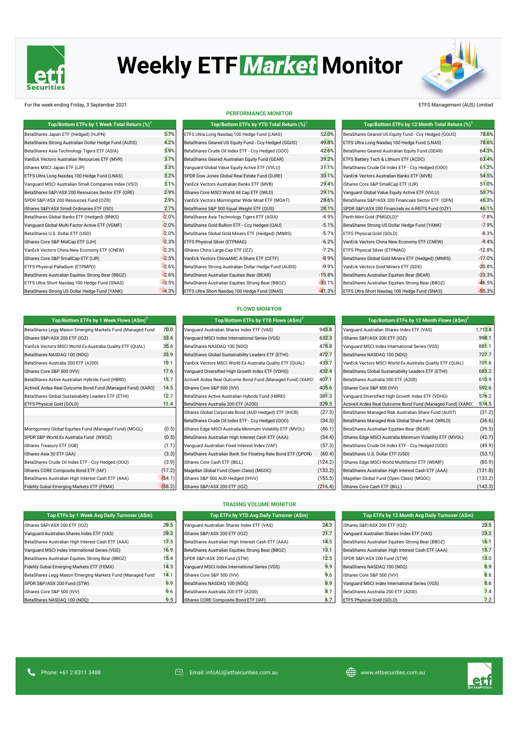# Weekly ETF Market Monitor

For the week ending Friday, 3 September 2021

ETFS Management (AUS) Limited

## PERFORMANCE MONITOR

| Top/Bottom ETFs by 1 Week Total Return (%)[1] | |
|---|---|
| BetaShares Japan ETF (Hedged) (HJPN) | 5.7% |
| BetaShares Strong Australian Dollar Hedge Fund (AUDS) | 4.2% |
| BetaShares Asia Technology Tigers ETF (ASIA) | 3.9% |
| VanEck Vectors Australian Resources ETF (MVR) | 3.7% |
| iShares MSCI Japan ETF (IJP) | 3.3% |
| ETFS Ultra Long Nasdaq 100 Hedge Fund (LNAS) | 3.2% |
| Vanguard MSCI Australian Small Companies Index (VSO) | 3.1% |
| BetaShares S&P/ASX 200 Resources Sector ETF (QRE) | 2.9% |
| SPDR S&P/ASX 200 Resources Fund (OZR) | 2.9% |
| iShares S&P/ASX Small Ordinaries ETF (ISO) | 2.7% |
| BetaShares Global Banks ETF (Hedged) (BNKS) | -2.0% |
| Vanguard Global Multi-Factor Active ETF (VGMF) | -2.0% |
| BetaShares U.S. Dollar ETF (USD) | -2.0% |
| iShares Core S&P MidCap ETF (IJH) | -2.3% |
| VanEck Vectors China New Economy ETF (CNEW) | -2.3% |
| iShares Core S&P SmallCap ETF (IJR) | -2.5% |
| ETFS Physical Palladium (ETPMPD) | -2.6% |
| BetaShares Australian Equities Strong Bear (BBOZ) | -2.6% |
| ETFS Ultra Short Nasdaq 100 Hedge Fund (SNAS) | -3.5% |
| BetaShares Strong US Dollar Hedge Fund (YANK) | -4.3% |

| Top/Bottom ETFs by YTD Total Return (%)[1] | |
|---|---|
| ETFS Ultra Long Nasdaq 100 Hedge Fund (LNAS) | 52.0% |
| BetaShares Geared US Equity Fund - Ccy Hedged (GGUS) | 49.8% |
| BetaShares Crude Oil Index ETF - Ccy Hedged (OOO) | 42.6% |
| BetaShares Geared Australian Equity Fund (GEAR) | 39.2% |
| Vanguard Global Value Equity Active ETF (VVLU) | 31.1% |
| SPDR Dow Jones Global Real Estate Fund (DJRE) | 30.1% |
| VanEck Vectors Australian Banks ETF (MVB) | 29.4% |
| iShares Core MSCI World All Cap ETF (IWLD) | 29.1% |
| VanEck Vectors Morningstar Wide Moat ETF (MOAT) | 28.6% |
| BetaShares S&P 500 Equal Weight ETF (QUS) | 28.1% |
| BetaShares Asia Technology Tigers ETF (ASIA) | -4.9% |
| BetaShares Gold Bullion ETF - Ccy Hedged (QAU) | -5.1% |
| BetaShares Global Gold Miners ETF (Hedged) (MNRS) | -5.7% |
| ETFS Physical Silver (ETPMAG) | -6.2% |
| iShares China Large-Cap ETF (IZZ) | -7.2% |
| VanEck Vectors ChinaAMC A-Share ETF (CETF) | -8.9% |
| BetaShares Strong Australian Dollar Hedge Fund (AUDS) | -9.9% |
| BetaShares Australian Equities Bear (BEAR) | -15.8% |
| BetaShares Australian Equities Strong Bear (BBOZ) | -33.1% |
| ETFS Ultra Short Nasdaq 100 Hedge Fund (SNAS) | -41.3% |

| Top/Bottom ETFs by 12 Month Total Return (%)[1] | |
|---|---|
| BetaShares Geared US Equity Fund - Ccy Hedged (GGUS) | 78.6% |
| ETFS Ultra Long Nasdaq 100 Hedge Fund (LNAS) | 78.6% |
| BetaShares Geared Australian Equity Fund (GEAR) | 64.3% |
| ETFS Battery Tech & Lithium ETF (ACDC) | 63.4% |
| BetaShares Crude Oil Index ETF - Ccy Hedged (OOO) | 61.2% |
| VanEck Vectors Australian Banks ETF (MVB) | 54.5% |
| iShares Core S&P SmallCap ETF (IJR) | 51.0% |
| Vanguard Global Value Equity Active ETF (VVLU) | 50.7% |
| BetaShares S&P/ASX 200 Financials Sector ETF (QFN) | 46.3% |
| SPDR S&P/ASX 200 Financials ex A-REITS Fund (OZF) | 46.1% |
| Perth Mint Gold (PMGOLD)[3] | -7.8% |
| BetaShares Strong US Dollar Hedge Fund (YANK) | -7.9% |
| ETFS Physical Gold (GOLD) | -8.3% |
| VanEck Vectors China New Economy ETF (CNEW) | -9.4% |
| ETFS Physical Silver (ETPMAG) | -12.8% |
| BetaShares Global Gold Miners ETF (Hedged) (MNRS) | -17.0% |
| VanEck Vectors Gold Miners ETF (GDX) | -20.8% |
| BetaShares Australian Equities Bear (BEAR) | -23.3% |
| BetaShares Australian Equities Strong Bear (BBOZ) | -46.5% |
| ETFS Ultra Short Nasdaq 100 Hedge Fund (SNAS) | -55.3% |

## FLOWS MONITOR

| Top/Bottom ETFs by 1 Week Flows (A$m)[2] | |
|---|---|
| BetaShares Legg Mason Emerging Markets Fund (Managed Fund | 70.0 |
| iShares S&P/ASX 200 ETF (IOZ) | 53.4 |
| VanEck Vectors MSCI World Ex-Australia Quality ETF (QUAL) | 35.6 |
| BetaShares NASDAQ 100 (NDQ) | 33.9 |
| BetaShares Australia 200 ETF (A200) | 19.1 |
| iShares Core S&P 500 (IVV) | 17.6 |
| BetaShares Active Australian Hybrids Fund (HBRD) | 15.7 |
| ActiveX Ardea Real Outcome Bond Fund (Managed Fund) (XARO) | 14.5 |
| BetaShares Global Sustainability Leaders ETF (ETHI) | 12.7 |
| ETFS Physical Gold (GOLD) | 11.4 |
| | |
| | |
| Montgomery Global Equities Fund (Managed Fund) (MOGL) | (0.5) |
| SPDR S&P World Ex Australia Fund (WXOZ) | (0.5) |
| iShares Treasury ETF (IGB) | (1.1) |
| iShares Asia 50 ETF (IAA) | (3.3) |
| BetaShares Crude Oil Index ETF - Ccy Hedged (OOO) | (3.9) |
| iShares CORE Composite Bond ETF (IAF) | (17.2) |
| BetaShares Australian High Interest Cash ETF (AAA) | (54.1) |
| Fidelity Gobal Emerging Markets ETF (FEMX) | (58.2) |

| Top/Bottom ETFs by YTD Flows (A$m)[2] | |
|---|---|
| Vanguard Australian Shares Index ETF (VAS) | 943.8 |
| Vanguard MSCI Index International Series (VGS) | 632.3 |
| BetaShares NASDAQ 100 (NDQ) | 475.8 |
| BetaShares Global Sustainability Leaders ETF (ETHI) | 472.7 |
| VanEck Vectors MSCI World Ex-Australia Quality ETF (QUAL) | 433.7 |
| Vanguard Diversified High Growth Index ETF (VDHG) | 432.4 |
| ActiveX Ardea Real Outcome Bond Fund (Managed Fund) (XARO) | 407.1 |
| iShares Core S&P 500 (IVV) | 405.6 |
| BetaShares Active Australian Hybrids Fund (HBRD) | 381.3 |
| BetaShares Australia 200 ETF (A200) | 329.5 |
| iShares Global Corporate Bond (AUD Hedged) ETF (IHCB) | (27.3) |
| BetaShares Crude Oil Index ETF - Ccy Hedged (OOO) | (34.3) |
| iShares Edge MSCI Australia Minimum Volatility ETF (MVOL) | (46.1) |
| BetaShares Australian High Interest Cash ETF (AAA) | (54.4) |
| Vanguard Australian Fixed Interest Index (VAF) | (57.3) |
| BetaShares Australian Bank Snr Floating Rate Bond ETF (QPON) | (60.4) |
| iShares Core Cash ETF (BILL) | (124.2) |
| Magellan Global Fund (Open Class) (MGOC) | (133.2) |
| iShares S&P 500 AUD Hedged (IHVV) | (155.5) |
| iShares S&P/ASX 200 ETF (IOZ) | (216.4) |

| Top/Bottom ETFs by 12 Month Flows (A$m)[2] | |
|---|---|
| Vanguard Australian Shares Index ETF (VAS) | 1,712.8 |
| iShares S&P/ASX 200 ETF (IOZ) | 998.1 |
| Vanguard MSCI Index International Series (VGS) | 881.1 |
| BetaShares NASDAQ 100 (NDQ) | 727.7 |
| VanEck Vectors MSCI World Ex-Australia Quality ETF (QUAL) | 701.6 |
| BetaShares Global Sustainability Leaders ETF (ETHI) | 683.2 |
| BetaShares Australia 200 ETF (A200) | 610.9 |
| iShares Core S&P 500 (IVV) | 592.6 |
| Vanguard Diversified High Growth Index ETF (VDHG) | 576.2 |
| ActiveX Ardea Real Outcome Bond Fund (Managed Fund) (XARO) | 574.5 |
| BetaShares Managed Risk Australian Share Fund (AUST) | (31.2) |
| BetaShares Managed Risk Global Share Fund (WRLD) | (36.6) |
| BetaShares Australian Equities Bear (BEAR) | (39.5) |
| iShares Edge MSCI Australia Minimum Volatility ETF (MVOL) | (42.7) |
| BetaShares Crude Oil Index ETF - Ccy Hedged (OOO) | (49.9) |
| BetaShares U.S. Dollar ETF (USD) | (53.1) |
| iShares Edge MSCI World Multifactor ETF (WDMF) | (85.9) |
| BetaShares Australian High Interest Cash ETF (AAA) | (131.8) |
| Magellan Global Fund (Open Class) (MGOC) | (133.2) |
| iShares Core Cash ETF (BILL) | (143.3) |

## TRADING VOLUME MONITOR

| Top ETFs by 1 Week Avg Daily Turnover (A$m) | |
|---|---|
| iShares S&P/ASX 200 ETF (IOZ) | 29.5 |
| Vanguard Australian Shares Index ETF (VAS) | 29.3 |
| BetaShares Australian High Interest Cash ETF (AAA) | 17.5 |
| Vanguard MSCI Index International Series (VGS) | 16.9 |
| BetaShares Australian Equities Strong Bear (BBOZ) | 15.4 |
| Fidelity Gobal Emerging Markets ETF (FEMX) | 14.3 |
| BetaShares Legg Mason Emerging Markets Fund (Managed Fund | 14.1 |
| SPDR S&P/ASX 200 Fund (STW) | 9.9 |
| iShares Core S&P 500 (IVV) | 9.6 |
| BetaShares NASDAQ 100 (NDQ) | 9.5 |

| Top ETFs by YTD Avg Daily Turnover (A$m) | |
|---|---|
| Vanguard Australian Shares Index ETF (VAS) | 24.3 |
| iShares S&P/ASX 200 ETF (IOZ) | 21.7 |
| BetaShares Australian High Interest Cash ETF (AAA) | 14.5 |
| BetaShares Australian Equities Strong Bear (BBOZ) | 13.1 |
| SPDR S&P/ASX 200 Fund (STW) | 12.5 |
| Vanguard MSCI Index International Series (VGS) | 9.9 |
| iShares Core S&P 500 (IVV) | 9.6 |
| BetaShares NASDAQ 100 (NDQ) | 8.9 |
| BetaShares Australia 200 ETF (A200) | 8.7 |
| iShares CORE Composite Bond ETF (IAF) | 6.7 |

| Top ETFs by 12 Month Avg Daily Turnover (A$m) | |
|---|---|
| iShares S&P/ASX 200 ETF (IOZ) | 23.5 |
| Vanguard Australian Shares Index ETF (VAS) | 23.2 |
| BetaShares Australian Equities Strong Bear (BBOZ) | 16.1 |
| BetaShares Australian High Interest Cash ETF (AAA) | 15.7 |
| SPDR S&P/ASX 200 Fund (STW) | 13.0 |
| BetaShares NASDAQ 100 (NDQ) | 8.9 |
| iShares Core S&P 500 (IVV) | 8.6 |
| Vanguard MSCI Index International Series (VGS) | 8.6 |
| BetaShares Australia 200 ETF (A200) | 7.4 |
| ETFS Physical Gold (GOLD) | 7.2 |

Phone: +61 2 8311 3488

Email: infoAU@etfsecurities.com.au

www.etfsecurities.com.au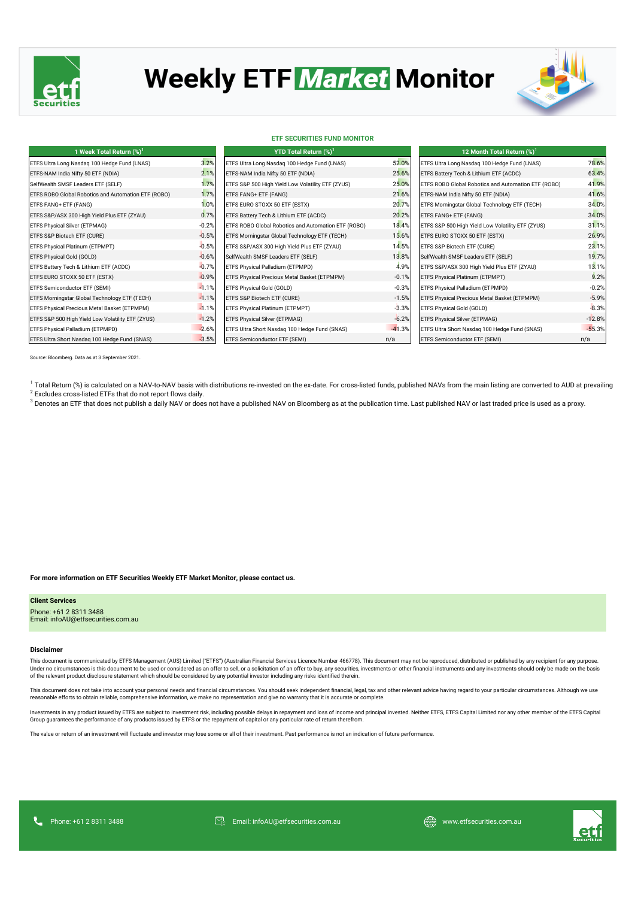# Weekly ETF Market Monitor

## ETF SECURITIES FUND MONITOR

| 1 Week Total Return (%)[1] | |
|---|---|
| ETFS Ultra Long Nasdaq 100 Hedge Fund (LNAS) | 3.2% |
| ETFS-NAM India Nifty 50 ETF (NDIA) | 2.1% |
| SelfWealth SMSF Leaders ETF (SELF) | 1.7% |
| ETFS ROBO Global Robotics and Automation ETF (ROBO) | 1.7% |
| ETFS FANG+ ETF (FANG) | 1.0% |
| ETFS S&P/ASX 300 High Yield Plus ETF (ZYAU) | 0.7% |
| ETFS Physical Silver (ETPMAG) | -0.2% |
| ETFS S&P Biotech ETF (CURE) | -0.5% |
| ETFS Physical Platinum (ETPMPT) | -0.5% |
| ETFS Physical Gold (GOLD) | -0.6% |
| ETFS Battery Tech & Lithium ETF (ACDC) | -0.7% |
| ETFS EURO STOXX 50 ETF (ESTX) | -0.9% |
| ETFS Semiconductor ETF (SEMI) | -1.1% |
| ETFS Morningstar Global Technology ETF (TECH) | -1.1% |
| ETFS Physical Precious Metal Basket (ETPMPM) | -1.1% |
| ETFS S&P 500 High Yield Low Volatility ETF (ZYUS) | -1.2% |
| ETFS Physical Palladium (ETPMPD) | -2.6% |
| ETFS Ultra Short Nasdaq 100 Hedge Fund (SNAS) | -3.5% |

| YTD Total Return (%)[1] | |
|---|---|
| ETFS Ultra Long Nasdaq 100 Hedge Fund (LNAS) | 52.0% |
| ETFS-NAM India Nifty 50 ETF (NDIA) | 25.6% |
| ETFS S&P 500 High Yield Low Volatility ETF (ZYUS) | 25.0% |
| ETFS FANG+ ETF (FANG) | 21.6% |
| ETFS EURO STOXX 50 ETF (ESTX) | 20.7% |
| ETFS Battery Tech & Lithium ETF (ACDC) | 20.2% |
| ETFS ROBO Global Robotics and Automation ETF (ROBO) | 18.4% |
| ETFS Morningstar Global Technology ETF (TECH) | 15.6% |
| ETFS S&P/ASX 300 High Yield Plus ETF (ZYAU) | 14.5% |
| SelfWealth SMSF Leaders ETF (SELF) | 13.8% |
| ETFS Physical Palladium (ETPMPD) | 4.9% |
| ETFS Physical Precious Metal Basket (ETPMPM) | -0.1% |
| ETFS Physical Gold (GOLD) | -0.3% |
| ETFS S&P Biotech ETF (CURE) | -1.5% |
| ETFS Physical Platinum (ETPMPT) | -3.3% |
| ETFS Physical Silver (ETPMAG) | -6.2% |
| ETFS Ultra Short Nasdaq 100 Hedge Fund (SNAS) | -41.3% |
| ETFS Semiconductor ETF (SEMI) | n/a |

| 12 Month Total Return (%)[1] | |
|---|---|
| ETFS Ultra Long Nasdaq 100 Hedge Fund (LNAS) | 78.6% |
| ETFS Battery Tech & Lithium ETF (ACDC) | 63.4% |
| ETFS ROBO Global Robotics and Automation ETF (ROBO) | 41.9% |
| ETFS-NAM India Nifty 50 ETF (NDIA) | 41.6% |
| ETFS Morningstar Global Technology ETF (TECH) | 34.0% |
| ETFS FANG+ ETF (FANG) | 34.0% |
| ETFS S&P 500 High Yield Low Volatility ETF (ZYUS) | 31.1% |
| ETFS EURO STOXX 50 ETF (ESTX) | 26.9% |
| ETFS S&P Biotech ETF (CURE) | 23.1% |
| SelfWealth SMSF Leaders ETF (SELF) | 19.7% |
| ETFS S&P/ASX 300 High Yield Plus ETF (ZYAU) | 13.1% |
| ETFS Physical Platinum (ETPMPT) | 9.2% |
| ETFS Physical Palladium (ETPMPD) | -0.2% |
| ETFS Physical Precious Metal Basket (ETPMPM) | -5.9% |
| ETFS Physical Gold (GOLD) | -8.3% |
| ETFS Physical Silver (ETPMAG) | -12.8% |
| ETFS Ultra Short Nasdaq 100 Hedge Fund (SNAS) | -55.3% |
| ETFS Semiconductor ETF (SEMI) | n/a |

Source: Bloomberg. Data as at 3 September 2021.

[1] Total Return (%) is calculated on a NAV-to-NAV basis with distributions re-invested on the ex-date. For cross-listed funds, published NAVs from the main listing are converted to AUD at prevailing

[2] Excludes cross-listed ETFs that do not report flows daily.

[3] Denotes an ETF that does not publish a daily NAV or does not have a published NAV on Bloomberg as at the publication time. Last published NAV or last traded price is used as a proxy.

**For more information on ETF Securities Weekly ETF Market Monitor, please contact us.**

**Client Services**
Phone: +61 2 8311 3488
Email: infoAU@etfsecurities.com.au

**Disclaimer**

This document is communicated by ETFS Management (AUS) Limited ("ETFS") (Australian Financial Services Licence Number 466778). This document may not be reproduced, distributed or published by any recipient for any purpose. Under no circumstances is this document to be used or considered as an offer to sell, or a solicitation of an offer to buy, any securities, investments or other financial instruments and any investments should only be made on the basis of the relevant product disclosure statement which should be considered by any potential investor including any risks identified therein.

This document does not take into account your personal needs and financial circumstances. You should seek independent financial, legal, tax and other relevant advice having regard to your particular circumstances. Although we use reasonable efforts to obtain reliable, comprehensive information, we make no representation and give no warranty that it is accurate or complete.

Investments in any product issued by ETFS are subject to investment risk, including possible delays in repayment and loss of income and principal invested. Neither ETFS, ETFS Capital Limited nor any other member of the ETFS Capital Group guarantees the performance of any products issued by ETFS or the repayment of capital or any particular rate of return therefrom.

The value or return of an investment will fluctuate and investor may lose some or all of their investment. Past performance is not an indication of future performance.

Phone: +61 2 8311 3488 Email: infoAU@etfsecurities.com.au www.etfsecurities.com.au